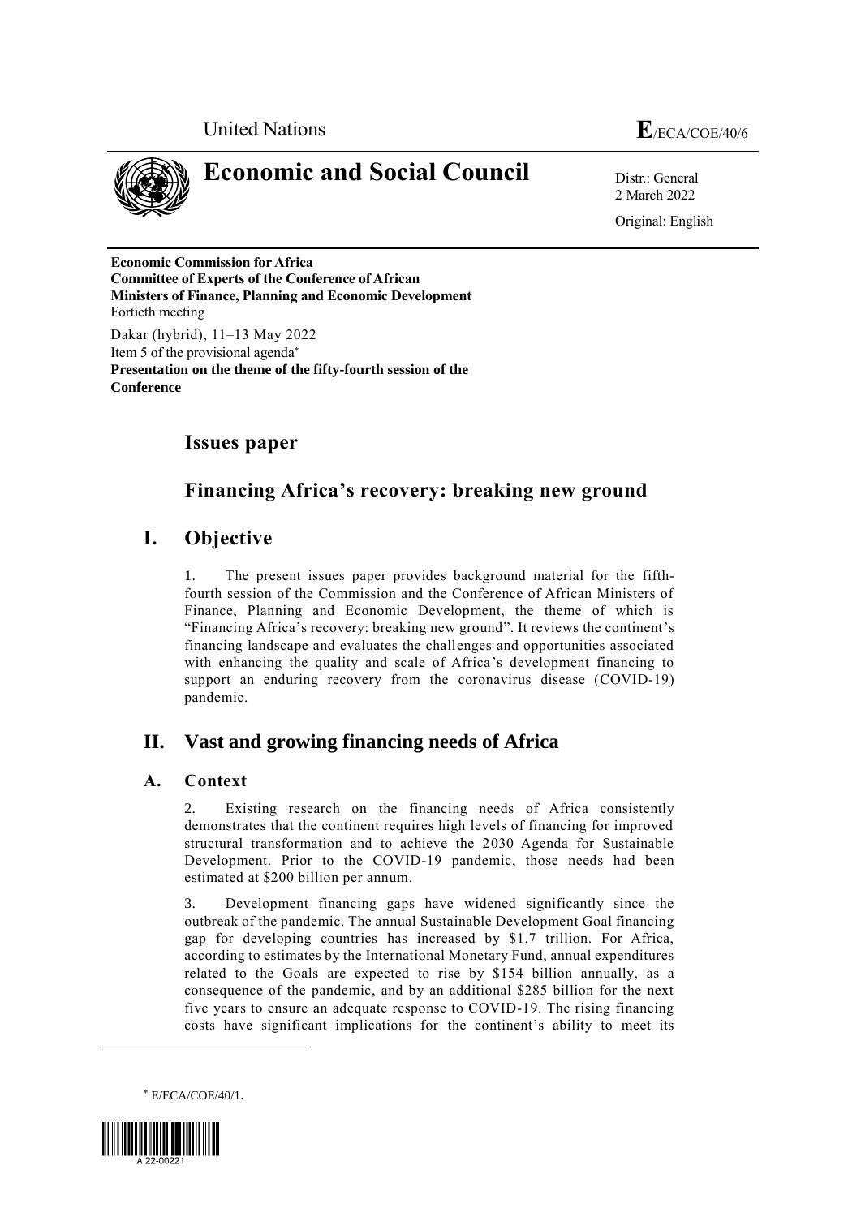United Nations **E**/ECA/COE/40/6

# Economic and Social Council

Distr.: General
2 March 2022

Original: English

**Economic Commission for Africa**
**Committee of Experts of the Conference of African Ministers of Finance, Planning and Economic Development**
Fortieth meeting

Dakar (hybrid), 11–13 May 2022
Item 5 of the provisional agenda*
**Presentation on the theme of the fifty-fourth session of the Conference**

## Issues paper

## Financing Africa's recovery: breaking new ground

# I. Objective

1. The present issues paper provides background material for the fifth-fourth session of the Commission and the Conference of African Ministers of Finance, Planning and Economic Development, the theme of which is "Financing Africa's recovery: breaking new ground". It reviews the continent's financing landscape and evaluates the challenges and opportunities associated with enhancing the quality and scale of Africa's development financing to support an enduring recovery from the coronavirus disease (COVID-19) pandemic.

# II. Vast and growing financing needs of Africa

## A. Context

2. Existing research on the financing needs of Africa consistently demonstrates that the continent requires high levels of financing for improved structural transformation and to achieve the 2030 Agenda for Sustainable Development. Prior to the COVID-19 pandemic, those needs had been estimated at $200 billion per annum.

3. Development financing gaps have widened significantly since the outbreak of the pandemic. The annual Sustainable Development Goal financing gap for developing countries has increased by $1.7 trillion. For Africa, according to estimates by the International Monetary Fund, annual expenditures related to the Goals are expected to rise by $154 billion annually, as a consequence of the pandemic, and by an additional $285 billion for the next five years to ensure an adequate response to COVID-19. The rising financing costs have significant implications for the continent's ability to meet its

* E/ECA/COE/40/1.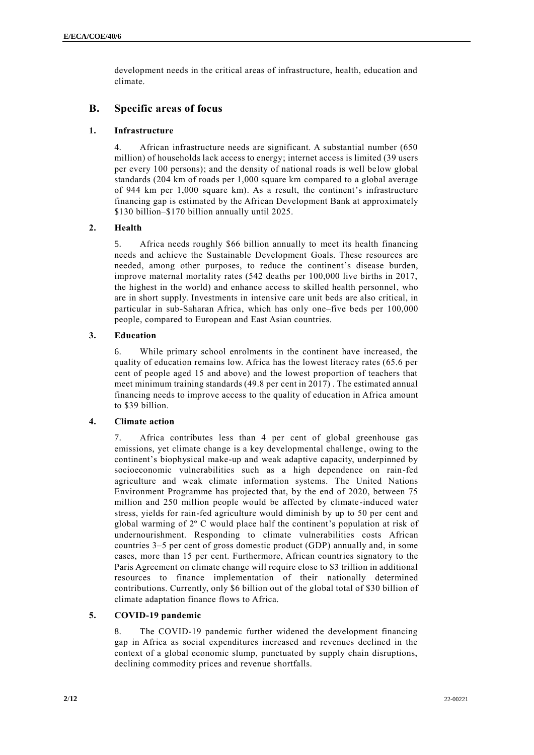development needs in the critical areas of infrastructure, health, education and climate.

## B. Specific areas of focus

### 1. Infrastructure

4. African infrastructure needs are significant. A substantial number (650 million) of households lack access to energy; internet access is limited (39 users per every 100 persons); and the density of national roads is well below global standards (204 km of roads per 1,000 square km compared to a global average of 944 km per 1,000 square km). As a result, the continent's infrastructure financing gap is estimated by the African Development Bank at approximately \$130 billion–\$170 billion annually until 2025.

### 2. Health

5. Africa needs roughly \$66 billion annually to meet its health financing needs and achieve the Sustainable Development Goals. These resources are needed, among other purposes, to reduce the continent's disease burden, improve maternal mortality rates (542 deaths per 100,000 live births in 2017, the highest in the world) and enhance access to skilled health personnel, who are in short supply. Investments in intensive care unit beds are also critical, in particular in sub-Saharan Africa, which has only one–five beds per 100,000 people, compared to European and East Asian countries.

### 3. Education

6. While primary school enrolments in the continent have increased, the quality of education remains low. Africa has the lowest literacy rates (65.6 per cent of people aged 15 and above) and the lowest proportion of teachers that meet minimum training standards (49.8 per cent in 2017) . The estimated annual financing needs to improve access to the quality of education in Africa amount to \$39 billion.

### 4. Climate action

7. Africa contributes less than 4 per cent of global greenhouse gas emissions, yet climate change is a key developmental challenge, owing to the continent's biophysical make-up and weak adaptive capacity, underpinned by socioeconomic vulnerabilities such as a high dependence on rain-fed agriculture and weak climate information systems. The United Nations Environment Programme has projected that, by the end of 2020, between 75 million and 250 million people would be affected by climate-induced water stress, yields for rain-fed agriculture would diminish by up to 50 per cent and global warming of 2º C would place half the continent's population at risk of undernourishment. Responding to climate vulnerabilities costs African countries 3–5 per cent of gross domestic product (GDP) annually and, in some cases, more than 15 per cent. Furthermore, African countries signatory to the Paris Agreement on climate change will require close to \$3 trillion in additional resources to finance implementation of their nationally determined contributions. Currently, only \$6 billion out of the global total of \$30 billion of climate adaptation finance flows to Africa.

### 5. COVID-19 pandemic

8. The COVID-19 pandemic further widened the development financing gap in Africa as social expenditures increased and revenues declined in the context of a global economic slump, punctuated by supply chain disruptions, declining commodity prices and revenue shortfalls.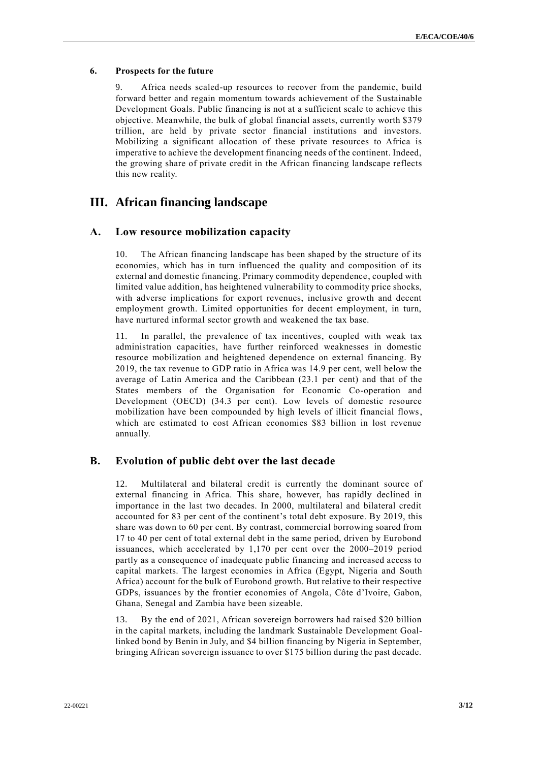### 6. Prospects for the future

9. Africa needs scaled-up resources to recover from the pandemic, build forward better and regain momentum towards achievement of the Sustainable Development Goals. Public financing is not at a sufficient scale to achieve this objective. Meanwhile, the bulk of global financial assets, currently worth \$379 trillion, are held by private sector financial institutions and investors. Mobilizing a significant allocation of these private resources to Africa is imperative to achieve the development financing needs of the continent. Indeed, the growing share of private credit in the African financing landscape reflects this new reality.

# III. African financing landscape

## A. Low resource mobilization capacity

10. The African financing landscape has been shaped by the structure of its economies, which has in turn influenced the quality and composition of its external and domestic financing. Primary commodity dependence, coupled with limited value addition, has heightened vulnerability to commodity price shocks, with adverse implications for export revenues, inclusive growth and decent employment growth. Limited opportunities for decent employment, in turn, have nurtured informal sector growth and weakened the tax base.

11. In parallel, the prevalence of tax incentives, coupled with weak tax administration capacities, have further reinforced weaknesses in domestic resource mobilization and heightened dependence on external financing. By 2019, the tax revenue to GDP ratio in Africa was 14.9 per cent, well below the average of Latin America and the Caribbean (23.1 per cent) and that of the States members of the Organisation for Economic Co-operation and Development (OECD) (34.3 per cent). Low levels of domestic resource mobilization have been compounded by high levels of illicit financial flows, which are estimated to cost African economies \$83 billion in lost revenue annually.

## B. Evolution of public debt over the last decade

12. Multilateral and bilateral credit is currently the dominant source of external financing in Africa. This share, however, has rapidly declined in importance in the last two decades. In 2000, multilateral and bilateral credit accounted for 83 per cent of the continent's total debt exposure. By 2019, this share was down to 60 per cent. By contrast, commercial borrowing soared from 17 to 40 per cent of total external debt in the same period, driven by Eurobond issuances, which accelerated by 1,170 per cent over the 2000–2019 period partly as a consequence of inadequate public financing and increased access to capital markets. The largest economies in Africa (Egypt, Nigeria and South Africa) account for the bulk of Eurobond growth. But relative to their respective GDPs, issuances by the frontier economies of Angola, Côte d'Ivoire, Gabon, Ghana, Senegal and Zambia have been sizeable.

13. By the end of 2021, African sovereign borrowers had raised \$20 billion in the capital markets, including the landmark Sustainable Development Goal-linked bond by Benin in July, and \$4 billion financing by Nigeria in September, bringing African sovereign issuance to over \$175 billion during the past decade.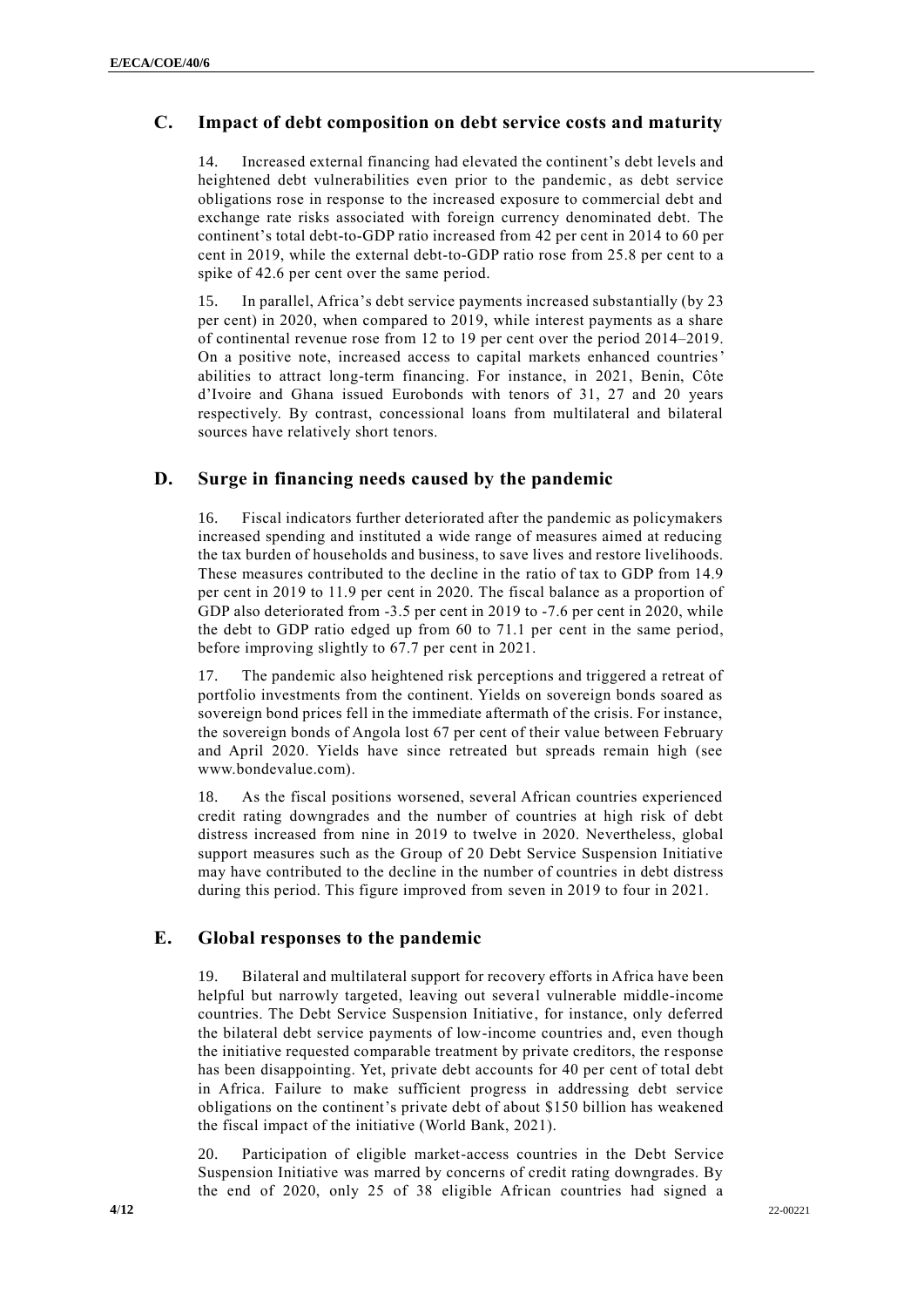## C. Impact of debt composition on debt service costs and maturity

14. Increased external financing had elevated the continent's debt levels and heightened debt vulnerabilities even prior to the pandemic, as debt service obligations rose in response to the increased exposure to commercial debt and exchange rate risks associated with foreign currency denominated debt. The continent's total debt-to-GDP ratio increased from 42 per cent in 2014 to 60 per cent in 2019, while the external debt-to-GDP ratio rose from 25.8 per cent to a spike of 42.6 per cent over the same period.

15. In parallel, Africa's debt service payments increased substantially (by 23 per cent) in 2020, when compared to 2019, while interest payments as a share of continental revenue rose from 12 to 19 per cent over the period 2014–2019. On a positive note, increased access to capital markets enhanced countries' abilities to attract long-term financing. For instance, in 2021, Benin, Côte d'Ivoire and Ghana issued Eurobonds with tenors of 31, 27 and 20 years respectively. By contrast, concessional loans from multilateral and bilateral sources have relatively short tenors.

## D. Surge in financing needs caused by the pandemic

16. Fiscal indicators further deteriorated after the pandemic as policymakers increased spending and instituted a wide range of measures aimed at reducing the tax burden of households and business, to save lives and restore livelihoods. These measures contributed to the decline in the ratio of tax to GDP from 14.9 per cent in 2019 to 11.9 per cent in 2020. The fiscal balance as a proportion of GDP also deteriorated from -3.5 per cent in 2019 to -7.6 per cent in 2020, while the debt to GDP ratio edged up from 60 to 71.1 per cent in the same period, before improving slightly to 67.7 per cent in 2021.

17. The pandemic also heightened risk perceptions and triggered a retreat of portfolio investments from the continent. Yields on sovereign bonds soared as sovereign bond prices fell in the immediate aftermath of the crisis. For instance, the sovereign bonds of Angola lost 67 per cent of their value between February and April 2020. Yields have since retreated but spreads remain high (see www.bondevalue.com).

18. As the fiscal positions worsened, several African countries experienced credit rating downgrades and the number of countries at high risk of debt distress increased from nine in 2019 to twelve in 2020. Nevertheless, global support measures such as the Group of 20 Debt Service Suspension Initiative may have contributed to the decline in the number of countries in debt distress during this period. This figure improved from seven in 2019 to four in 2021.

## E. Global responses to the pandemic

19. Bilateral and multilateral support for recovery efforts in Africa have been helpful but narrowly targeted, leaving out several vulnerable middle-income countries. The Debt Service Suspension Initiative, for instance, only deferred the bilateral debt service payments of low-income countries and, even though the initiative requested comparable treatment by private creditors, the response has been disappointing. Yet, private debt accounts for 40 per cent of total debt in Africa. Failure to make sufficient progress in addressing debt service obligations on the continent's private debt of about $150 billion has weakened the fiscal impact of the initiative (World Bank, 2021).

20. Participation of eligible market-access countries in the Debt Service Suspension Initiative was marred by concerns of credit rating downgrades. By the end of 2020, only 25 of 38 eligible African countries had signed a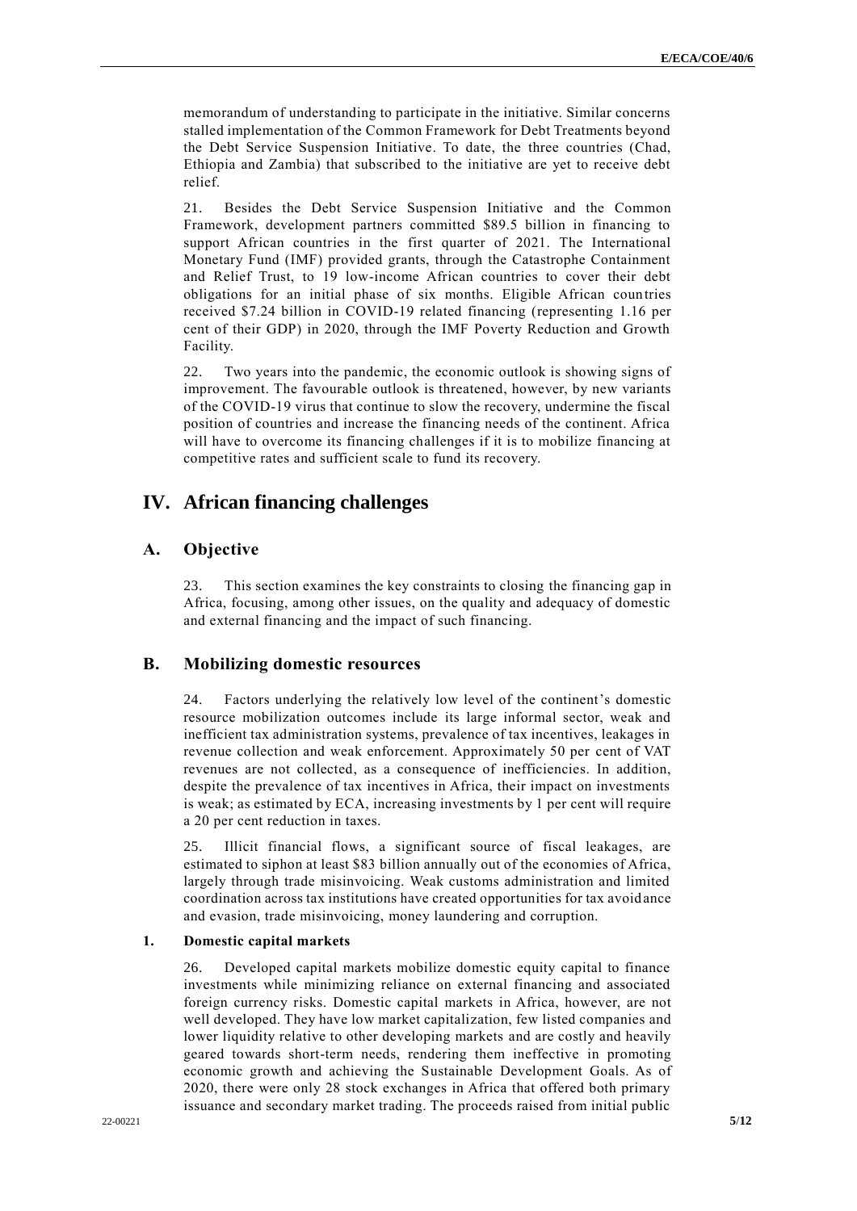memorandum of understanding to participate in the initiative. Similar concerns stalled implementation of the Common Framework for Debt Treatments beyond the Debt Service Suspension Initiative. To date, the three countries (Chad, Ethiopia and Zambia) that subscribed to the initiative are yet to receive debt relief.

21. Besides the Debt Service Suspension Initiative and the Common Framework, development partners committed $89.5 billion in financing to support African countries in the first quarter of 2021. The International Monetary Fund (IMF) provided grants, through the Catastrophe Containment and Relief Trust, to 19 low-income African countries to cover their debt obligations for an initial phase of six months. Eligible African countries received $7.24 billion in COVID-19 related financing (representing 1.16 per cent of their GDP) in 2020, through the IMF Poverty Reduction and Growth Facility.

22. Two years into the pandemic, the economic outlook is showing signs of improvement. The favourable outlook is threatened, however, by new variants of the COVID-19 virus that continue to slow the recovery, undermine the fiscal position of countries and increase the financing needs of the continent. Africa will have to overcome its financing challenges if it is to mobilize financing at competitive rates and sufficient scale to fund its recovery.

# IV. African financing challenges

## A. Objective

23. This section examines the key constraints to closing the financing gap in Africa, focusing, among other issues, on the quality and adequacy of domestic and external financing and the impact of such financing.

## B. Mobilizing domestic resources

24. Factors underlying the relatively low level of the continent's domestic resource mobilization outcomes include its large informal sector, weak and inefficient tax administration systems, prevalence of tax incentives, leakages in revenue collection and weak enforcement. Approximately 50 per cent of VAT revenues are not collected, as a consequence of inefficiencies. In addition, despite the prevalence of tax incentives in Africa, their impact on investments is weak; as estimated by ECA, increasing investments by 1 per cent will require a 20 per cent reduction in taxes.

25. Illicit financial flows, a significant source of fiscal leakages, are estimated to siphon at least $83 billion annually out of the economies of Africa, largely through trade misinvoicing. Weak customs administration and limited coordination across tax institutions have created opportunities for tax avoidance and evasion, trade misinvoicing, money laundering and corruption.

### 1. Domestic capital markets

26. Developed capital markets mobilize domestic equity capital to finance investments while minimizing reliance on external financing and associated foreign currency risks. Domestic capital markets in Africa, however, are not well developed. They have low market capitalization, few listed companies and lower liquidity relative to other developing markets and are costly and heavily geared towards short-term needs, rendering them ineffective in promoting economic growth and achieving the Sustainable Development Goals. As of 2020, there were only 28 stock exchanges in Africa that offered both primary issuance and secondary market trading. The proceeds raised from initial public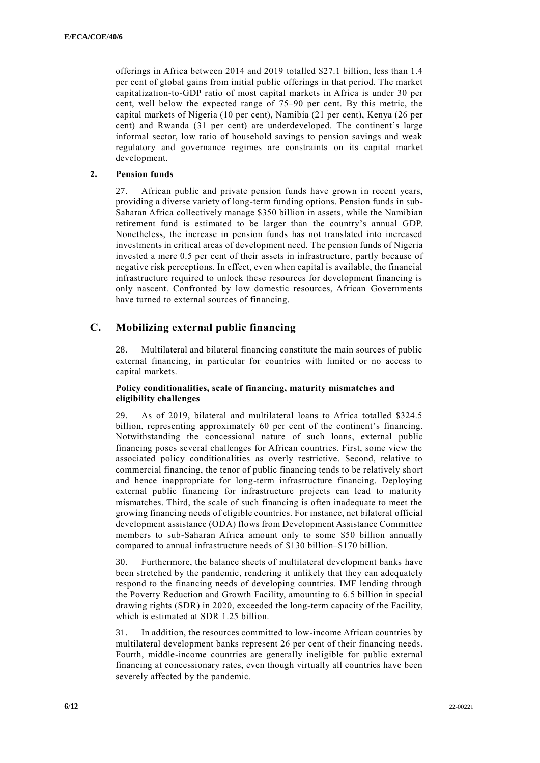offerings in Africa between 2014 and 2019 totalled $27.1 billion, less than 1.4 per cent of global gains from initial public offerings in that period. The market capitalization-to-GDP ratio of most capital markets in Africa is under 30 per cent, well below the expected range of 75–90 per cent. By this metric, the capital markets of Nigeria (10 per cent), Namibia (21 per cent), Kenya (26 per cent) and Rwanda (31 per cent) are underdeveloped. The continent's large informal sector, low ratio of household savings to pension savings and weak regulatory and governance regimes are constraints on its capital market development.

#### 2. Pension funds

27. African public and private pension funds have grown in recent years, providing a diverse variety of long-term funding options. Pension funds in sub-Saharan Africa collectively manage $350 billion in assets, while the Namibian retirement fund is estimated to be larger than the country's annual GDP. Nonetheless, the increase in pension funds has not translated into increased investments in critical areas of development need. The pension funds of Nigeria invested a mere 0.5 per cent of their assets in infrastructure, partly because of negative risk perceptions. In effect, even when capital is available, the financial infrastructure required to unlock these resources for development financing is only nascent. Confronted by low domestic resources, African Governments have turned to external sources of financing.

## C. Mobilizing external public financing

28. Multilateral and bilateral financing constitute the main sources of public external financing, in particular for countries with limited or no access to capital markets.

#### Policy conditionalities, scale of financing, maturity mismatches and eligibility challenges

29. As of 2019, bilateral and multilateral loans to Africa totalled $324.5 billion, representing approximately 60 per cent of the continent's financing. Notwithstanding the concessional nature of such loans, external public financing poses several challenges for African countries. First, some view the associated policy conditionalities as overly restrictive. Second, relative to commercial financing, the tenor of public financing tends to be relatively short and hence inappropriate for long-term infrastructure financing. Deploying external public financing for infrastructure projects can lead to maturity mismatches. Third, the scale of such financing is often inadequate to meet the growing financing needs of eligible countries. For instance, net bilateral official development assistance (ODA) flows from Development Assistance Committee members to sub-Saharan Africa amount only to some $50 billion annually compared to annual infrastructure needs of $130 billion–$170 billion.

30. Furthermore, the balance sheets of multilateral development banks have been stretched by the pandemic, rendering it unlikely that they can adequately respond to the financing needs of developing countries. IMF lending through the Poverty Reduction and Growth Facility, amounting to 6.5 billion in special drawing rights (SDR) in 2020, exceeded the long-term capacity of the Facility, which is estimated at SDR 1.25 billion.

31. In addition, the resources committed to low-income African countries by multilateral development banks represent 26 per cent of their financing needs. Fourth, middle-income countries are generally ineligible for public external financing at concessionary rates, even though virtually all countries have been severely affected by the pandemic.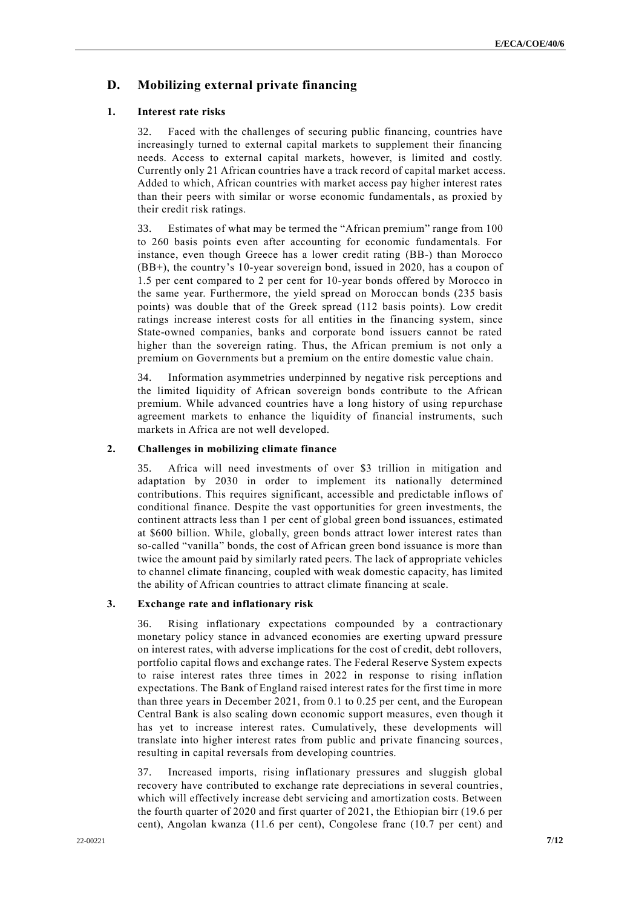## D. Mobilizing external private financing

### 1. Interest rate risks

32. Faced with the challenges of securing public financing, countries have increasingly turned to external capital markets to supplement their financing needs. Access to external capital markets, however, is limited and costly. Currently only 21 African countries have a track record of capital market access. Added to which, African countries with market access pay higher interest rates than their peers with similar or worse economic fundamentals, as proxied by their credit risk ratings.

33. Estimates of what may be termed the "African premium" range from 100 to 260 basis points even after accounting for economic fundamentals. For instance, even though Greece has a lower credit rating (BB-) than Morocco (BB+), the country's 10-year sovereign bond, issued in 2020, has a coupon of 1.5 per cent compared to 2 per cent for 10-year bonds offered by Morocco in the same year. Furthermore, the yield spread on Moroccan bonds (235 basis points) was double that of the Greek spread (112 basis points). Low credit ratings increase interest costs for all entities in the financing system, since State-owned companies, banks and corporate bond issuers cannot be rated higher than the sovereign rating. Thus, the African premium is not only a premium on Governments but a premium on the entire domestic value chain.

34. Information asymmetries underpinned by negative risk perceptions and the limited liquidity of African sovereign bonds contribute to the African premium. While advanced countries have a long history of using repurchase agreement markets to enhance the liquidity of financial instruments, such markets in Africa are not well developed.

### 2. Challenges in mobilizing climate finance

35. Africa will need investments of over $3 trillion in mitigation and adaptation by 2030 in order to implement its nationally determined contributions. This requires significant, accessible and predictable inflows of conditional finance. Despite the vast opportunities for green investments, the continent attracts less than 1 per cent of global green bond issuances, estimated at $600 billion. While, globally, green bonds attract lower interest rates than so-called "vanilla" bonds, the cost of African green bond issuance is more than twice the amount paid by similarly rated peers. The lack of appropriate vehicles to channel climate financing, coupled with weak domestic capacity, has limited the ability of African countries to attract climate financing at scale.

### 3. Exchange rate and inflationary risk

36. Rising inflationary expectations compounded by a contractionary monetary policy stance in advanced economies are exerting upward pressure on interest rates, with adverse implications for the cost of credit, debt rollovers, portfolio capital flows and exchange rates. The Federal Reserve System expects to raise interest rates three times in 2022 in response to rising inflation expectations. The Bank of England raised interest rates for the first time in more than three years in December 2021, from 0.1 to 0.25 per cent, and the European Central Bank is also scaling down economic support measures, even though it has yet to increase interest rates. Cumulatively, these developments will translate into higher interest rates from public and private financing sources, resulting in capital reversals from developing countries.

37. Increased imports, rising inflationary pressures and sluggish global recovery have contributed to exchange rate depreciations in several countries, which will effectively increase debt servicing and amortization costs. Between the fourth quarter of 2020 and first quarter of 2021, the Ethiopian birr (19.6 per cent), Angolan kwanza (11.6 per cent), Congolese franc (10.7 per cent) and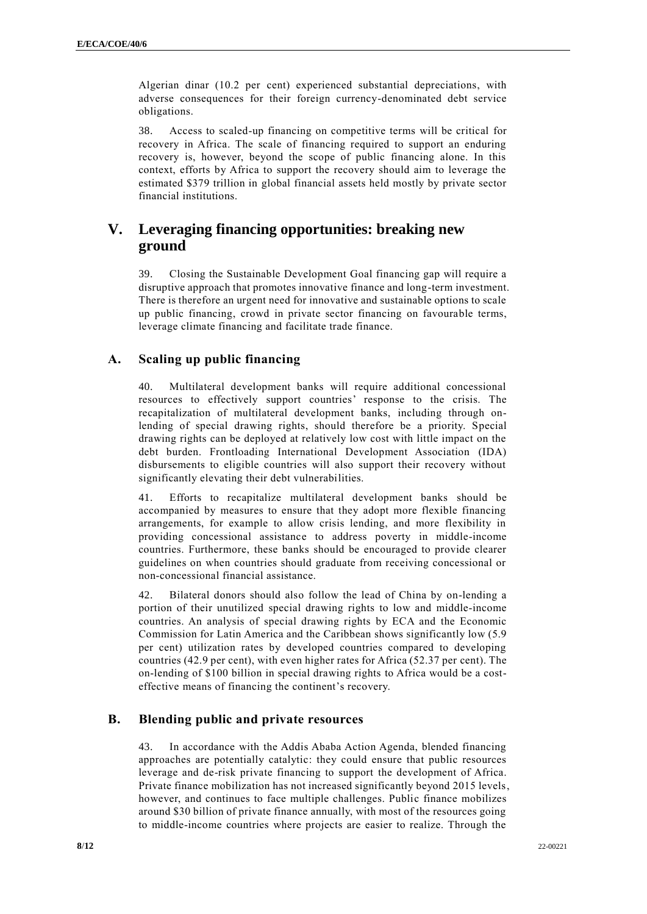Algerian dinar (10.2 per cent) experienced substantial depreciations, with adverse consequences for their foreign currency-denominated debt service obligations.

38. Access to scaled-up financing on competitive terms will be critical for recovery in Africa. The scale of financing required to support an enduring recovery is, however, beyond the scope of public financing alone. In this context, efforts by Africa to support the recovery should aim to leverage the estimated $379 trillion in global financial assets held mostly by private sector financial institutions.

# V. Leveraging financing opportunities: breaking new ground

39. Closing the Sustainable Development Goal financing gap will require a disruptive approach that promotes innovative finance and long-term investment. There is therefore an urgent need for innovative and sustainable options to scale up public financing, crowd in private sector financing on favourable terms, leverage climate financing and facilitate trade finance.

## A. Scaling up public financing

40. Multilateral development banks will require additional concessional resources to effectively support countries' response to the crisis. The recapitalization of multilateral development banks, including through on-lending of special drawing rights, should therefore be a priority. Special drawing rights can be deployed at relatively low cost with little impact on the debt burden. Frontloading International Development Association (IDA) disbursements to eligible countries will also support their recovery without significantly elevating their debt vulnerabilities.

41. Efforts to recapitalize multilateral development banks should be accompanied by measures to ensure that they adopt more flexible financing arrangements, for example to allow crisis lending, and more flexibility in providing concessional assistance to address poverty in middle-income countries. Furthermore, these banks should be encouraged to provide clearer guidelines on when countries should graduate from receiving concessional or non-concessional financial assistance.

42. Bilateral donors should also follow the lead of China by on-lending a portion of their unutilized special drawing rights to low and middle-income countries. An analysis of special drawing rights by ECA and the Economic Commission for Latin America and the Caribbean shows significantly low (5.9 per cent) utilization rates by developed countries compared to developing countries (42.9 per cent), with even higher rates for Africa (52.37 per cent). The on-lending of $100 billion in special drawing rights to Africa would be a cost-effective means of financing the continent's recovery.

## B. Blending public and private resources

43. In accordance with the Addis Ababa Action Agenda, blended financing approaches are potentially catalytic: they could ensure that public resources leverage and de-risk private financing to support the development of Africa. Private finance mobilization has not increased significantly beyond 2015 levels, however, and continues to face multiple challenges. Public finance mobilizes around $30 billion of private finance annually, with most of the resources going to middle-income countries where projects are easier to realize. Through the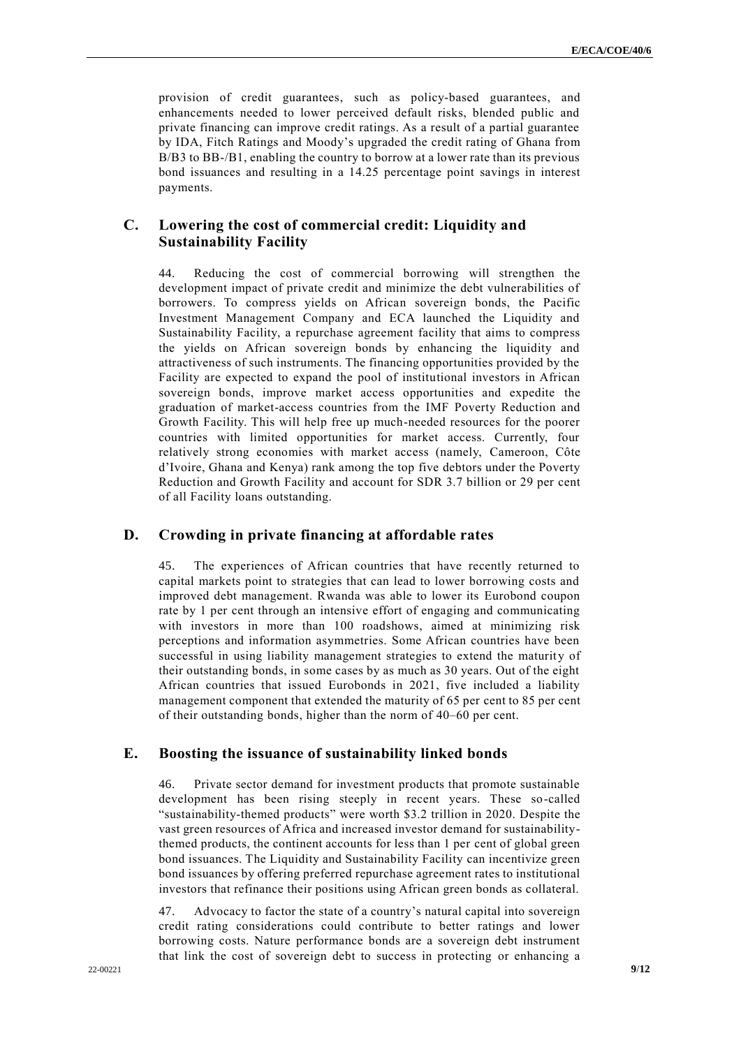provision of credit guarantees, such as policy-based guarantees, and enhancements needed to lower perceived default risks, blended public and private financing can improve credit ratings. As a result of a partial guarantee by IDA, Fitch Ratings and Moody's upgraded the credit rating of Ghana from B/B3 to BB-/B1, enabling the country to borrow at a lower rate than its previous bond issuances and resulting in a 14.25 percentage point savings in interest payments.

## C. Lowering the cost of commercial credit: Liquidity and Sustainability Facility

44. Reducing the cost of commercial borrowing will strengthen the development impact of private credit and minimize the debt vulnerabilities of borrowers. To compress yields on African sovereign bonds, the Pacific Investment Management Company and ECA launched the Liquidity and Sustainability Facility, a repurchase agreement facility that aims to compress the yields on African sovereign bonds by enhancing the liquidity and attractiveness of such instruments. The financing opportunities provided by the Facility are expected to expand the pool of institutional investors in African sovereign bonds, improve market access opportunities and expedite the graduation of market-access countries from the IMF Poverty Reduction and Growth Facility. This will help free up much-needed resources for the poorer countries with limited opportunities for market access. Currently, four relatively strong economies with market access (namely, Cameroon, Côte d'Ivoire, Ghana and Kenya) rank among the top five debtors under the Poverty Reduction and Growth Facility and account for SDR 3.7 billion or 29 per cent of all Facility loans outstanding.

## D. Crowding in private financing at affordable rates

45. The experiences of African countries that have recently returned to capital markets point to strategies that can lead to lower borrowing costs and improved debt management. Rwanda was able to lower its Eurobond coupon rate by 1 per cent through an intensive effort of engaging and communicating with investors in more than 100 roadshows, aimed at minimizing risk perceptions and information asymmetries. Some African countries have been successful in using liability management strategies to extend the maturity of their outstanding bonds, in some cases by as much as 30 years. Out of the eight African countries that issued Eurobonds in 2021, five included a liability management component that extended the maturity of 65 per cent to 85 per cent of their outstanding bonds, higher than the norm of 40–60 per cent.

## E. Boosting the issuance of sustainability linked bonds

46. Private sector demand for investment products that promote sustainable development has been rising steeply in recent years. These so-called "sustainability-themed products" were worth $3.2 trillion in 2020. Despite the vast green resources of Africa and increased investor demand for sustainability-themed products, the continent accounts for less than 1 per cent of global green bond issuances. The Liquidity and Sustainability Facility can incentivize green bond issuances by offering preferred repurchase agreement rates to institutional investors that refinance their positions using African green bonds as collateral.

47. Advocacy to factor the state of a country's natural capital into sovereign credit rating considerations could contribute to better ratings and lower borrowing costs. Nature performance bonds are a sovereign debt instrument that link the cost of sovereign debt to success in protecting or enhancing a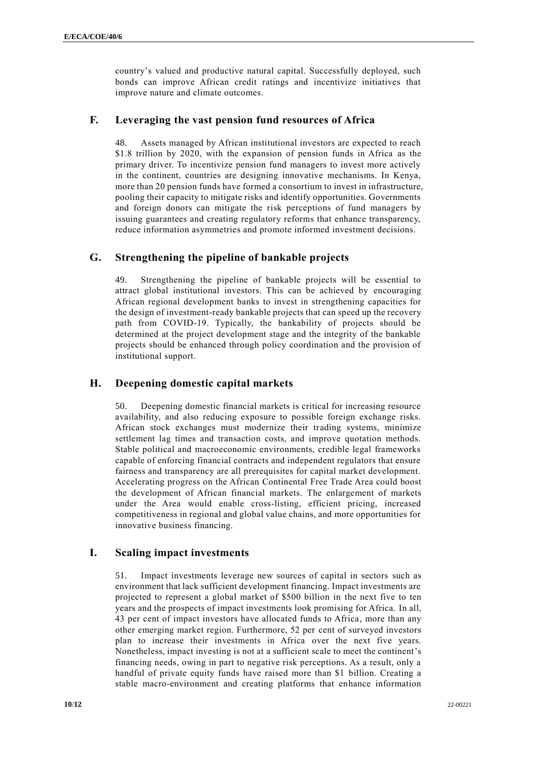country's valued and productive natural capital. Successfully deployed, such bonds can improve African credit ratings and incentivize initiatives that improve nature and climate outcomes.

## F. Leveraging the vast pension fund resources of Africa

48. Assets managed by African institutional investors are expected to reach $1.8 trillion by 2020, with the expansion of pension funds in Africa as the primary driver. To incentivize pension fund managers to invest more actively in the continent, countries are designing innovative mechanisms. In Kenya, more than 20 pension funds have formed a consortium to invest in infrastructure, pooling their capacity to mitigate risks and identify opportunities. Governments and foreign donors can mitigate the risk perceptions of fund managers by issuing guarantees and creating regulatory reforms that enhance transparency, reduce information asymmetries and promote informed investment decisions.

## G. Strengthening the pipeline of bankable projects

49. Strengthening the pipeline of bankable projects will be essential to attract global institutional investors. This can be achieved by encouraging African regional development banks to invest in strengthening capacities for the design of investment-ready bankable projects that can speed up the recovery path from COVID-19. Typically, the bankability of projects should be determined at the project development stage and the integrity of the bankable projects should be enhanced through policy coordination and the provision of institutional support.

## H. Deepening domestic capital markets

50. Deepening domestic financial markets is critical for increasing resource availability, and also reducing exposure to possible foreign exchange risks. African stock exchanges must modernize their trading systems, minimize settlement lag times and transaction costs, and improve quotation methods. Stable political and macroeconomic environments, credible legal frameworks capable of enforcing financial contracts and independent regulators that ensure fairness and transparency are all prerequisites for capital market development. Accelerating progress on the African Continental Free Trade Area could boost the development of African financial markets. The enlargement of markets under the Area would enable cross-listing, efficient pricing, increased competitiveness in regional and global value chains, and more opportunities for innovative business financing.

## I. Scaling impact investments

51. Impact investments leverage new sources of capital in sectors such as environment that lack sufficient development financing. Impact investments are projected to represent a global market of $500 billion in the next five to ten years and the prospects of impact investments look promising for Africa. In all, 43 per cent of impact investors have allocated funds to Africa, more than any other emerging market region. Furthermore, 52 per cent of surveyed investors plan to increase their investments in Africa over the next five years. Nonetheless, impact investing is not at a sufficient scale to meet the continent's financing needs, owing in part to negative risk perceptions. As a result, only a handful of private equity funds have raised more than $1 billion. Creating a stable macro-environment and creating platforms that enhance information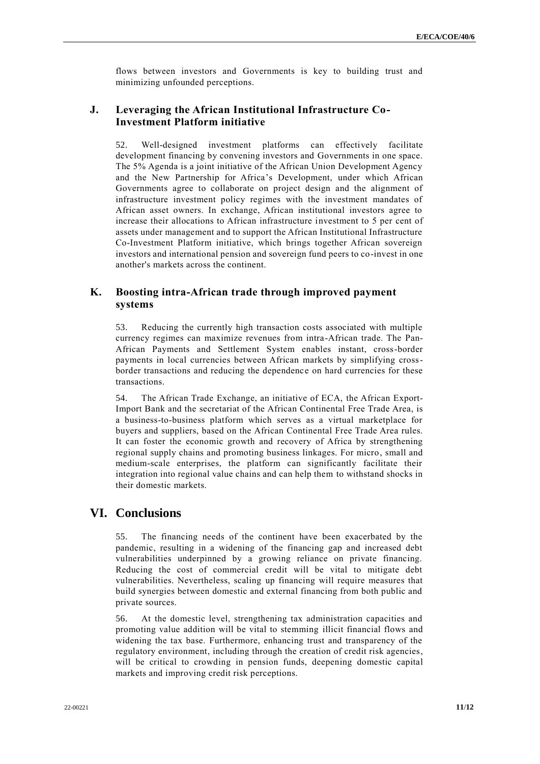flows between investors and Governments is key to building trust and minimizing unfounded perceptions.

### J. Leveraging the African Institutional Infrastructure Co-Investment Platform initiative

52. Well-designed investment platforms can effectively facilitate development financing by convening investors and Governments in one space. The 5% Agenda is a joint initiative of the African Union Development Agency and the New Partnership for Africa's Development, under which African Governments agree to collaborate on project design and the alignment of infrastructure investment policy regimes with the investment mandates of African asset owners. In exchange, African institutional investors agree to increase their allocations to African infrastructure investment to 5 per cent of assets under management and to support the African Institutional Infrastructure Co-Investment Platform initiative, which brings together African sovereign investors and international pension and sovereign fund peers to co-invest in one another's markets across the continent.

### K. Boosting intra-African trade through improved payment systems

53. Reducing the currently high transaction costs associated with multiple currency regimes can maximize revenues from intra-African trade. The Pan-African Payments and Settlement System enables instant, cross-border payments in local currencies between African markets by simplifying cross-border transactions and reducing the dependence on hard currencies for these transactions.

54. The African Trade Exchange, an initiative of ECA, the African Export-Import Bank and the secretariat of the African Continental Free Trade Area, is a business-to-business platform which serves as a virtual marketplace for buyers and suppliers, based on the African Continental Free Trade Area rules. It can foster the economic growth and recovery of Africa by strengthening regional supply chains and promoting business linkages. For micro, small and medium-scale enterprises, the platform can significantly facilitate their integration into regional value chains and can help them to withstand shocks in their domestic markets.

## VI. Conclusions

55. The financing needs of the continent have been exacerbated by the pandemic, resulting in a widening of the financing gap and increased debt vulnerabilities underpinned by a growing reliance on private financing. Reducing the cost of commercial credit will be vital to mitigate debt vulnerabilities. Nevertheless, scaling up financing will require measures that build synergies between domestic and external financing from both public and private sources.

56. At the domestic level, strengthening tax administration capacities and promoting value addition will be vital to stemming illicit financial flows and widening the tax base. Furthermore, enhancing trust and transparency of the regulatory environment, including through the creation of credit risk agencies, will be critical to crowding in pension funds, deepening domestic capital markets and improving credit risk perceptions.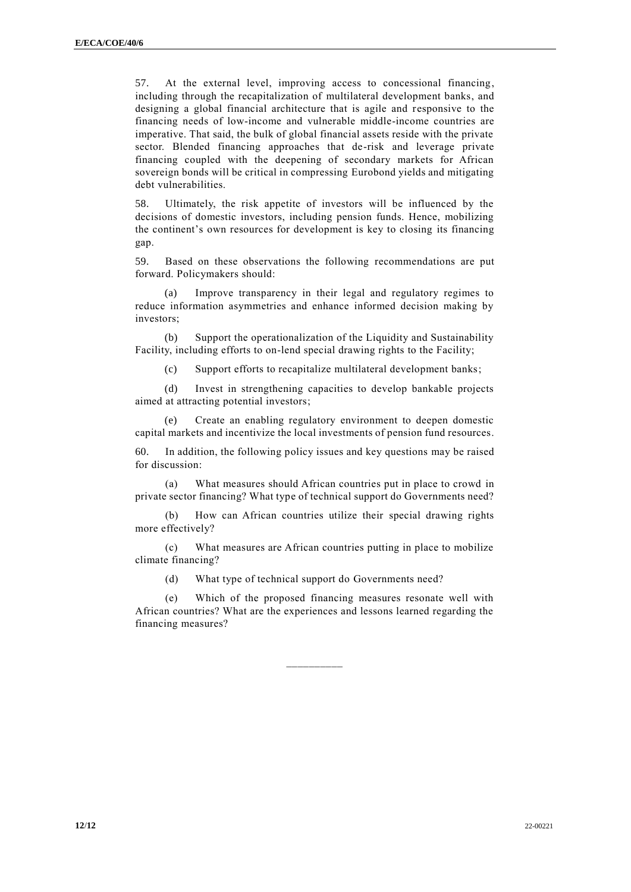57. At the external level, improving access to concessional financing, including through the recapitalization of multilateral development banks, and designing a global financial architecture that is agile and responsive to the financing needs of low-income and vulnerable middle-income countries are imperative. That said, the bulk of global financial assets reside with the private sector. Blended financing approaches that de-risk and leverage private financing coupled with the deepening of secondary markets for African sovereign bonds will be critical in compressing Eurobond yields and mitigating debt vulnerabilities.

58. Ultimately, the risk appetite of investors will be influenced by the decisions of domestic investors, including pension funds. Hence, mobilizing the continent's own resources for development is key to closing its financing gap.

59. Based on these observations the following recommendations are put forward. Policymakers should:

(a) Improve transparency in their legal and regulatory regimes to reduce information asymmetries and enhance informed decision making by investors;

(b) Support the operationalization of the Liquidity and Sustainability Facility, including efforts to on-lend special drawing rights to the Facility;

(c) Support efforts to recapitalize multilateral development banks;

(d) Invest in strengthening capacities to develop bankable projects aimed at attracting potential investors;

(e) Create an enabling regulatory environment to deepen domestic capital markets and incentivize the local investments of pension fund resources.

60. In addition, the following policy issues and key questions may be raised for discussion:

(a) What measures should African countries put in place to crowd in private sector financing? What type of technical support do Governments need?

(b) How can African countries utilize their special drawing rights more effectively?

(c) What measures are African countries putting in place to mobilize climate financing?

(d) What type of technical support do Governments need?

(e) Which of the proposed financing measures resonate well with African countries? What are the experiences and lessons learned regarding the financing measures?

__________